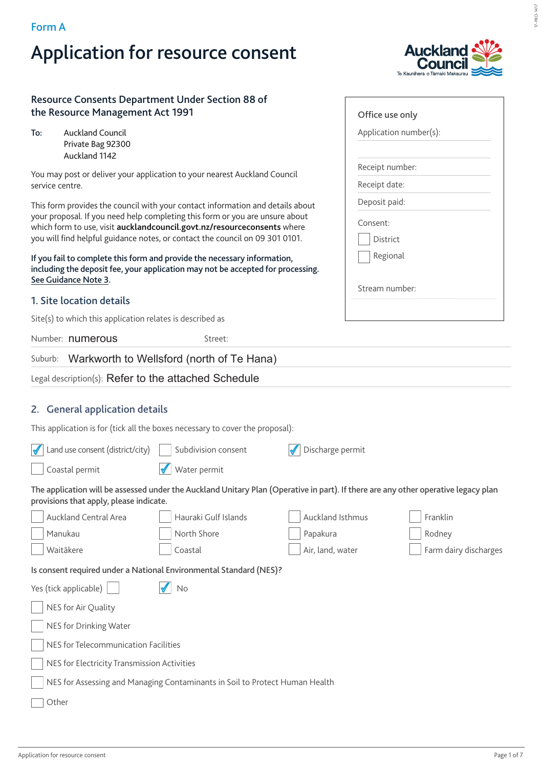Form A

# Application for resource consent

## Resource Consents Department Under Section 88 of the Resource Management Act 1991

To: Auckland Council
Private Bag 92300
Auckland 1142

You may post or deliver your application to your nearest Auckland Council service centre.

This form provides the council with your contact information and details about your proposal. If you need help completing this form or you are unsure about which form to use, visit **aucklandcouncil.govt.nz/resourceconsents** where you will find helpful guidance notes, or contact the council on 09 301 0101.

**If you fail to complete this form and provide the necessary information, including the deposit fee, your application may not be accepted for processing. See Guidance Note 3.**

**Office use only**

Application number(s):

Receipt number:

Receipt date:

Deposit paid:

Consent:

- [ ] District
- [ ] Regional

Stream number:

## 1. Site location details

Site(s) to which this application relates is described as

Number: numerous Street:

Suburb: Warkworth to Wellsford (north of Te Hana)

Legal description(s): Refer to the attached Schedule

## 2. General application details

This application is for (tick all the boxes necessary to cover the proposal):

- [x] Land use consent (district/city)
- [ ] Subdivision consent
- [x] Discharge permit
- [ ] Coastal permit
- [x] Water permit

**The application will be assessed under the Auckland Unitary Plan (Operative in part). If there are any other operative legacy plan provisions that apply, please indicate.**

- [ ] Auckland Central Area
- [ ] Hauraki Gulf Islands
- [ ] Auckland Isthmus
- [ ] Franklin
- [ ] Manukau
- [ ] North Shore
- [ ] Papakura
- [ ] Rodney
- [ ] Waitākere
- [ ] Coastal
- [ ] Air, land, water
- [ ] Farm dairy discharges

**Is consent required under a National Environmental Standard (NES)?**

- [ ] Yes (tick applicable)
- [x] No

- [ ] NES for Air Quality
- [ ] NES for Drinking Water
- [ ] NES for Telecommunication Facilities
- [ ] NES for Electricity Transmission Activities
- [ ] NES for Assessing and Managing Contaminants in Soil to Protect Human Health
- [ ] Other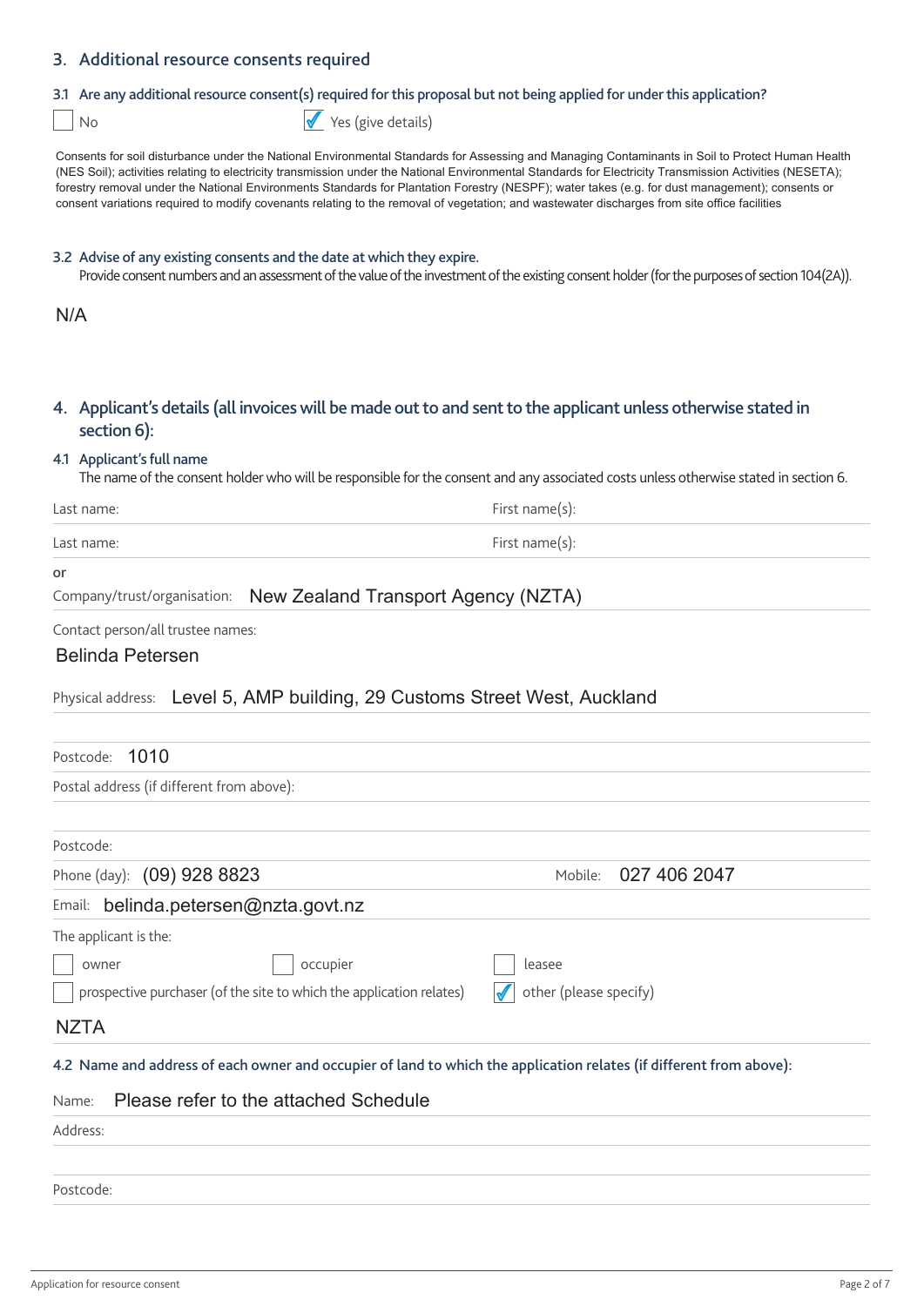## 3. Additional resource consents required

### 3.1 Are any additional resource consent(s) required for this proposal but not being applied for under this application?

☐ No ☑ Yes (give details)

Consents for soil disturbance under the National Environmental Standards for Assessing and Managing Contaminants in Soil to Protect Human Health (NES Soil); activities relating to electricity transmission under the National Environmental Standards for Electricity Transmission Activities (NESETA); forestry removal under the National Environments Standards for Plantation Forestry (NESPF); water takes (e.g. for dust management); consents or consent variations required to modify covenants relating to the removal of vegetation; and wastewater discharges from site office facilities

### 3.2 Advise of any existing consents and the date at which they expire.

Provide consent numbers and an assessment of the value of the investment of the existing consent holder (for the purposes of section 104(2A)).

N/A

## 4. Applicant's details (all invoices will be made out to and sent to the applicant unless otherwise stated in section 6):

### 4.1 Applicant's full name

The name of the consent holder who will be responsible for the consent and any associated costs unless otherwise stated in section 6.

Last name: First name(s):

Last name: First name(s):

or

Company/trust/organisation: New Zealand Transport Agency (NZTA)

Contact person/all trustee names:

Belinda Petersen

Physical address: Level 5, AMP building, 29 Customs Street West, Auckland

Postcode: 1010

Postal address (if different from above):

Postcode:

Phone (day): (09) 928 8823 Mobile: 027 406 2047

Email: belinda.petersen@nzta.govt.nz

The applicant is the:

☐ owner ☐ occupier ☐ leasee

☐ prospective purchaser (of the site to which the application relates) ☑ other (please specify)

NZTA

### 4.2 Name and address of each owner and occupier of land to which the application relates (if different from above):

Name: Please refer to the attached Schedule

Address:

Postcode: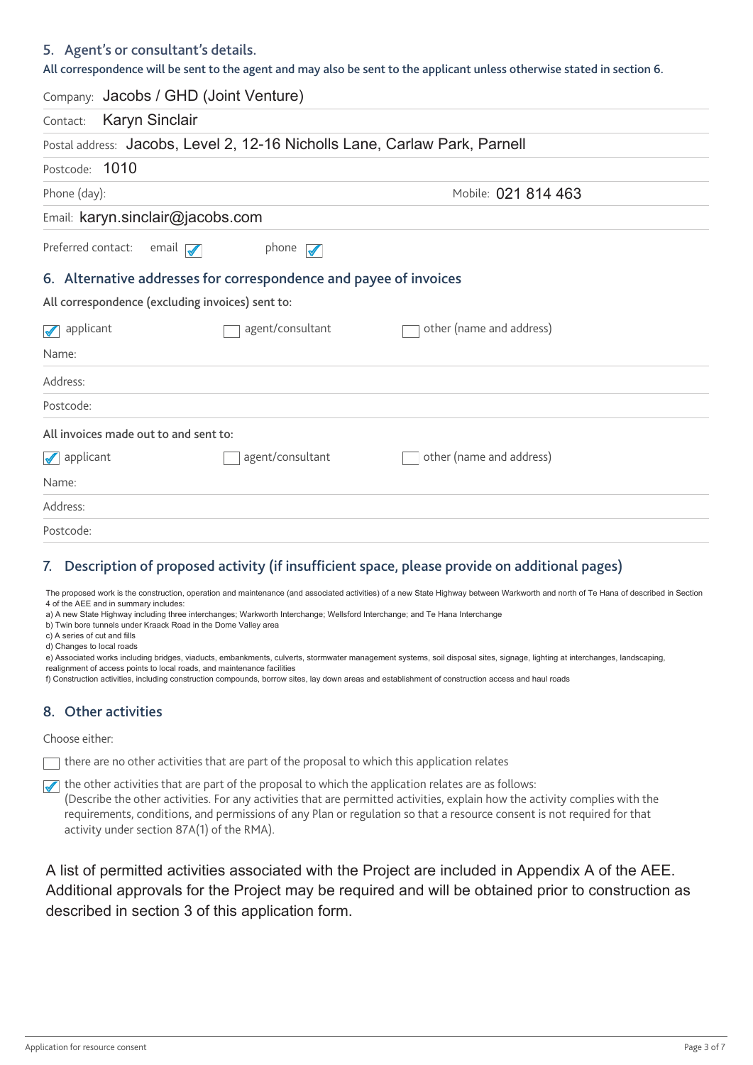## 5. Agent's or consultant's details.

All correspondence will be sent to the agent and may also be sent to the applicant unless otherwise stated in section 6.

Company: Jacobs / GHD (Joint Venture)

Contact: Karyn Sinclair

Postal address: Jacobs, Level 2, 12-16 Nicholls Lane, Carlaw Park, Parnell

Postcode: 1010

Phone (day):

Mobile: 021 814 463

Email: karyn.sinclair@jacobs.com

Preferred contact: email ☑ phone ☑

## 6. Alternative addresses for correspondence and payee of invoices

All correspondence (excluding invoices) sent to:

☑ applicant ☐ agent/consultant ☐ other (name and address)

Name:

Address:

Postcode:

All invoices made out to and sent to:

☑ applicant ☐ agent/consultant ☐ other (name and address)

Name:

Address:

Postcode:

## 7. Description of proposed activity (if insufficient space, please provide on additional pages)

The proposed work is the construction, operation and maintenance (and associated activities) of a new State Highway between Warkworth and north of Te Hana of described in Section 4 of the AEE and in summary includes:

a) A new State Highway including three interchanges; Warkworth Interchange; Wellsford Interchange; and Te Hana Interchange
b) Twin bore tunnels under Kraack Road in the Dome Valley area
c) A series of cut and fills
d) Changes to local roads
e) Associated works including bridges, viaducts, embankments, culverts, stormwater management systems, soil disposal sites, signage, lighting at interchanges, landscaping, realignment of access points to local roads, and maintenance facilities
f) Construction activities, including construction compounds, borrow sites, lay down areas and establishment of construction access and haul roads

## 8. Other activities

Choose either:

☐ there are no other activities that are part of the proposal to which this application relates

☑ the other activities that are part of the proposal to which the application relates are as follows:
(Describe the other activities. For any activities that are permitted activities, explain how the activity complies with the requirements, conditions, and permissions of any Plan or regulation so that a resource consent is not required for that activity under section 87A(1) of the RMA).

A list of permitted activities associated with the Project are included in Appendix A of the AEE. Additional approvals for the Project may be required and will be obtained prior to construction as described in section 3 of this application form.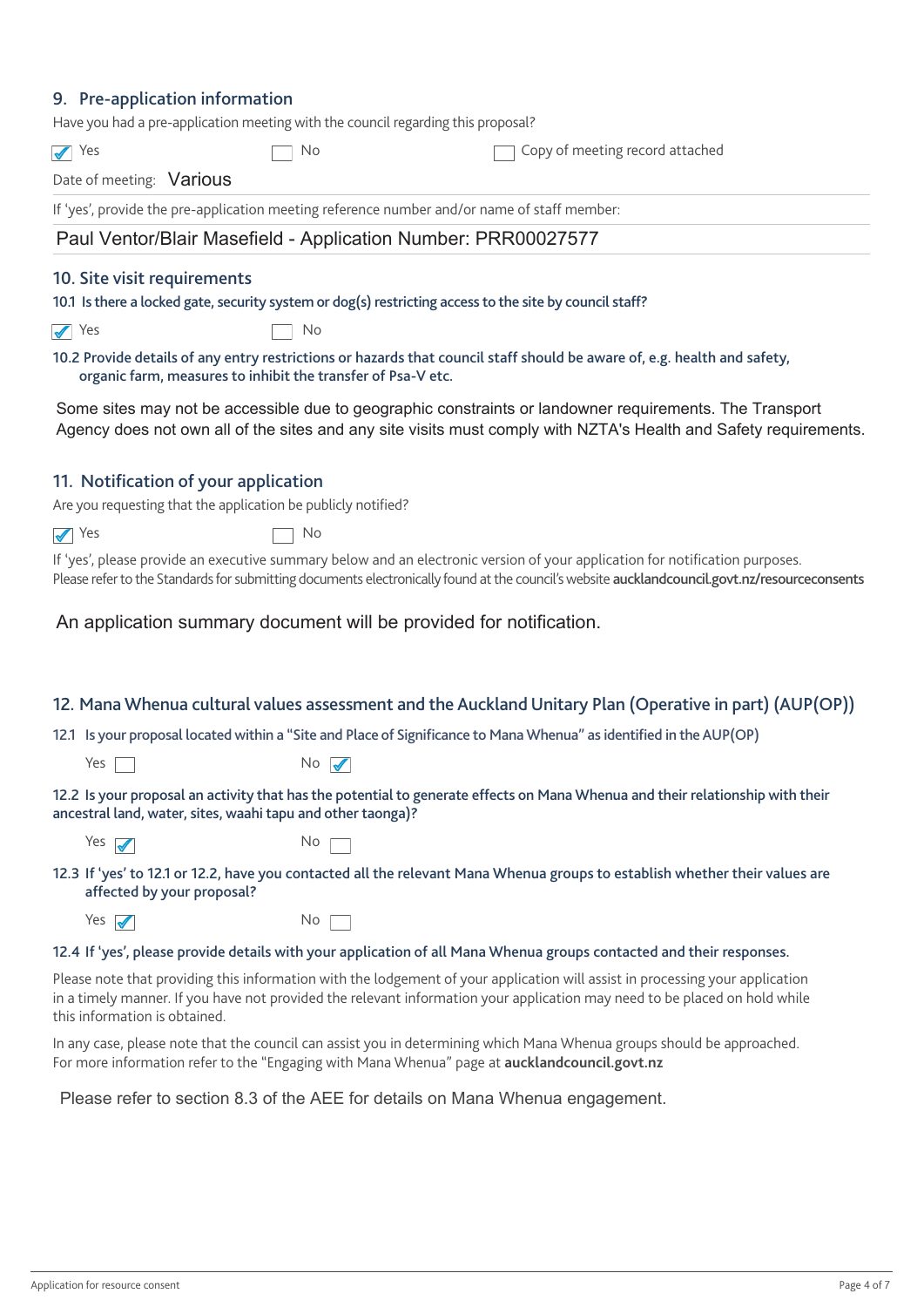## 9. Pre-application information

Have you had a pre-application meeting with the council regarding this proposal?

☑ Yes ☐ No ☐ Copy of meeting record attached

Date of meeting: Various

If 'yes', provide the pre-application meeting reference number and/or name of staff member:

Paul Ventor/Blair Masefield - Application Number: PRR00027577

## 10. Site visit requirements

**10.1 Is there a locked gate, security system or dog(s) restricting access to the site by council staff?**

☑ Yes ☐ No

**10.2 Provide details of any entry restrictions or hazards that council staff should be aware of, e.g. health and safety, organic farm, measures to inhibit the transfer of Psa-V etc.**

Some sites may not be accessible due to geographic constraints or landowner requirements. The Transport Agency does not own all of the sites and any site visits must comply with NZTA's Health and Safety requirements.

## 11. Notification of your application

Are you requesting that the application be publicly notified?

☑ Yes ☐ No

If 'yes', please provide an executive summary below and an electronic version of your application for notification purposes. Please refer to the Standards for submitting documents electronically found at the council's website **aucklandcouncil.govt.nz/resourceconsents**

An application summary document will be provided for notification.

## 12. Mana Whenua cultural values assessment and the Auckland Unitary Plan (Operative in part) (AUP(OP))

**12.1 Is your proposal located within a "Site and Place of Significance to Mana Whenua" as identified in the AUP(OP)**

Yes ☐ No ☑

**12.2 Is your proposal an activity that has the potential to generate effects on Mana Whenua and their relationship with their ancestral land, water, sites, waahi tapu and other taonga)?**

Yes ☑ No ☐

**12.3 If 'yes' to 12.1 or 12.2, have you contacted all the relevant Mana Whenua groups to establish whether their values are affected by your proposal?**

Yes ☑ No ☐

**12.4 If 'yes', please provide details with your application of all Mana Whenua groups contacted and their responses.**

Please note that providing this information with the lodgement of your application will assist in processing your application in a timely manner. If you have not provided the relevant information your application may need to be placed on hold while this information is obtained.

In any case, please note that the council can assist you in determining which Mana Whenua groups should be approached. For more information refer to the "Engaging with Mana Whenua" page at **aucklandcouncil.govt.nz**

Please refer to section 8.3 of the AEE for details on Mana Whenua engagement.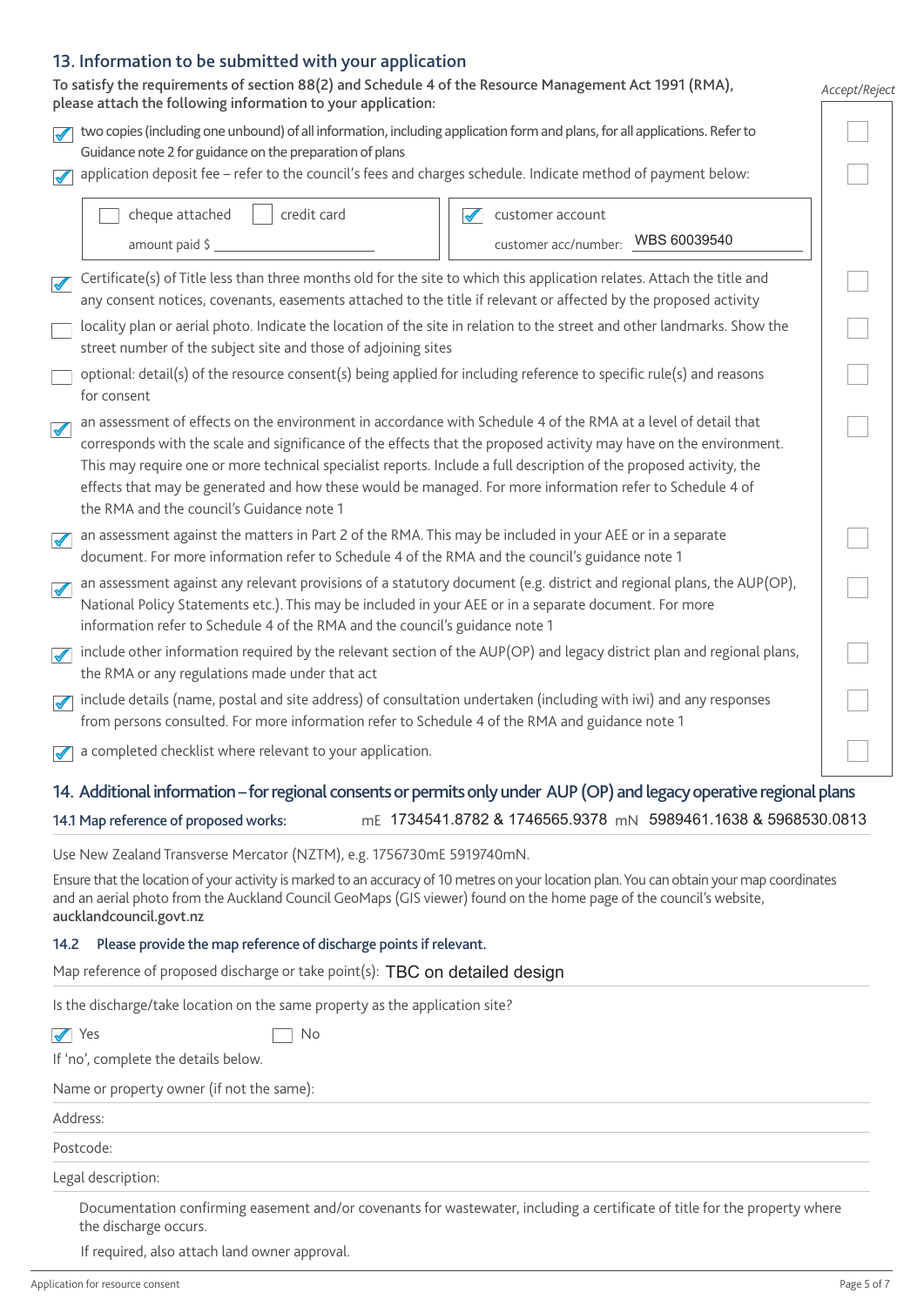## 13. Information to be submitted with your application

**To satisfy the requirements of section 88(2) and Schedule 4 of the Resource Management Act 1991 (RMA), please attach the following information to your application:**

*Accept/Reject*

- [x] two copies (including one unbound) of all information, including application form and plans, for all applications. Refer to Guidance note 2 for guidance on the preparation of plans ☐
- [x] application deposit fee – refer to the council's fees and charges schedule. Indicate method of payment below: ☐

| ☐ cheque attached ☐ credit card | ☑ customer account |
|---|---|
| amount paid $ | customer acc/number: WBS 60039540 |

- [x] Certificate(s) of Title less than three months old for the site to which this application relates. Attach the title and any consent notices, covenants, easements attached to the title if relevant or affected by the proposed activity ☐
- [ ] locality plan or aerial photo. Indicate the location of the site in relation to the street and other landmarks. Show the street number of the subject site and those of adjoining sites ☐
- [ ] optional: detail(s) of the resource consent(s) being applied for including reference to specific rule(s) and reasons for consent ☐
- [x] an assessment of effects on the environment in accordance with Schedule 4 of the RMA at a level of detail that corresponds with the scale and significance of the effects that the proposed activity may have on the environment. This may require one or more technical specialist reports. Include a full description of the proposed activity, the effects that may be generated and how these would be managed. For more information refer to Schedule 4 of the RMA and the council's Guidance note 1 ☐
- [x] an assessment against the matters in Part 2 of the RMA. This may be included in your AEE or in a separate document. For more information refer to Schedule 4 of the RMA and the council's guidance note 1 ☐
- [x] an assessment against any relevant provisions of a statutory document (e.g. district and regional plans, the AUP(OP), National Policy Statements etc.). This may be included in your AEE or in a separate document. For more information refer to Schedule 4 of the RMA and the council's guidance note 1 ☐
- [x] include other information required by the relevant section of the AUP(OP) and legacy district plan and regional plans, the RMA or any regulations made under that act ☐
- [x] include details (name, postal and site address) of consultation undertaken (including with iwi) and any responses from persons consulted. For more information refer to Schedule 4 of the RMA and guidance note 1 ☐
- [x] a completed checklist where relevant to your application. ☐

## 14. Additional information – for regional consents or permits only under AUP (OP) and legacy operative regional plans

**14.1 Map reference of proposed works:** mE 1734541.8782 & 1746565.9378 mN 5989461.1638 & 5968530.0813

Use New Zealand Transverse Mercator (NZTM), e.g. 1756730mE 5919740mN.

Ensure that the location of your activity is marked to an accuracy of 10 metres on your location plan. You can obtain your map coordinates and an aerial photo from the Auckland Council GeoMaps (GIS viewer) found on the home page of the council's website, **aucklandcouncil.govt.nz**

**14.2 Please provide the map reference of discharge points if relevant.**

Map reference of proposed discharge or take point(s): TBC on detailed design

Is the discharge/take location on the same property as the application site?

☑ Yes ☐ No

If 'no', complete the details below.

Name or property owner (if not the same):

Address:

Postcode:

Legal description:

Documentation confirming easement and/or covenants for wastewater, including a certificate of title for the property where the discharge occurs.

If required, also attach land owner approval.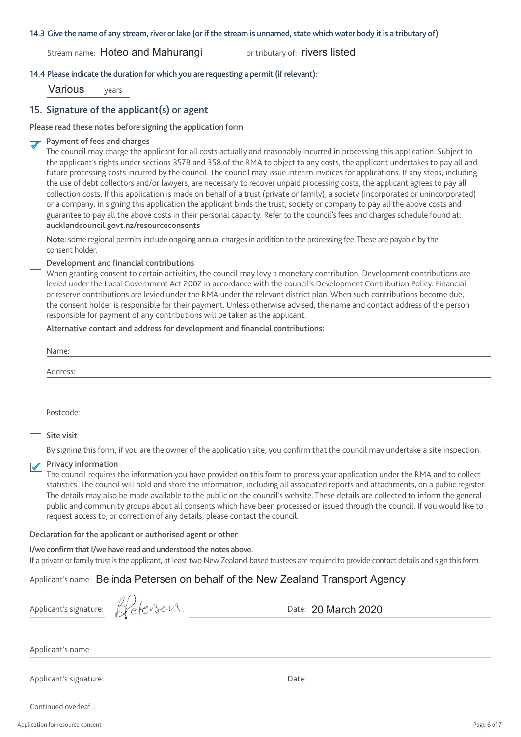**14.3 Give the name of any stream, river or lake (or if the stream is unnamed, state which water body it is a tributary of).**

Stream name: Hoteo and Mahurangi — or tributary of: rivers listed

**14.4 Please indicate the duration for which you are requesting a permit (if relevant):**

Various years

## 15. Signature of the applicant(s) or agent

**Please read these notes before signing the application form**

- [x] **Payment of fees and charges**
  The council may charge the applicant for all costs actually and reasonably incurred in processing this application. Subject to the applicant's rights under sections 357B and 358 of the RMA to object to any costs, the applicant undertakes to pay all and future processing costs incurred by the council. The council may issue interim invoices for applications. If any steps, including the use of debt collectors and/or lawyers, are necessary to recover unpaid processing costs, the applicant agrees to pay all collection costs. If this application is made on behalf of a trust (private or family), a society (incorporated or unincorporated) or a company, in signing this application the applicant binds the trust, society or company to pay all the above costs and guarantee to pay all the above costs in their personal capacity. Refer to the council's fees and charges schedule found at: **aucklandcouncil.govt.nz/resourceconsents**

  **Note:** some regional permits include ongoing annual charges in addition to the processing fee. These are payable by the consent holder.

- [ ] **Development and financial contributions**
  When granting consent to certain activities, the council may levy a monetary contribution. Development contributions are levied under the Local Government Act 2002 in accordance with the council's Development Contribution Policy. Financial or reserve contributions are levied under the RMA under the relevant district plan. When such contributions become due, the consent holder is responsible for their payment. Unless otherwise advised, the name and contact address of the person responsible for payment of any contributions will be taken as the applicant.

  **Alternative contact and address for development and financial contributions:**

  Name:

  Address:

  Postcode:

- [ ] **Site visit**
  By signing this form, if you are the owner of the application site, you confirm that the council may undertake a site inspection.

- [x] **Privacy information**
  The council requires the information you have provided on this form to process your application under the RMA and to collect statistics. The council will hold and store the information, including all associated reports and attachments, on a public register. The details may also be made available to the public on the council's website. These details are collected to inform the general public and community groups about all consents which have been processed or issued through the council. If you would like to request access to, or correction of any details, please contact the council.

**Declaration for the applicant or authorised agent or other**

**I/we confirm that I/we have read and understood the notes above.**
If a private or family trust is the applicant, at least two New Zealand-based trustees are required to provide contact details and sign this form.

Applicant's name: Belinda Petersen on behalf of the New Zealand Transport Agency

Applicant's signature: Petersen — Date: 20 March 2020

Applicant's name:

Applicant's signature: — Date:

Continued overleaf...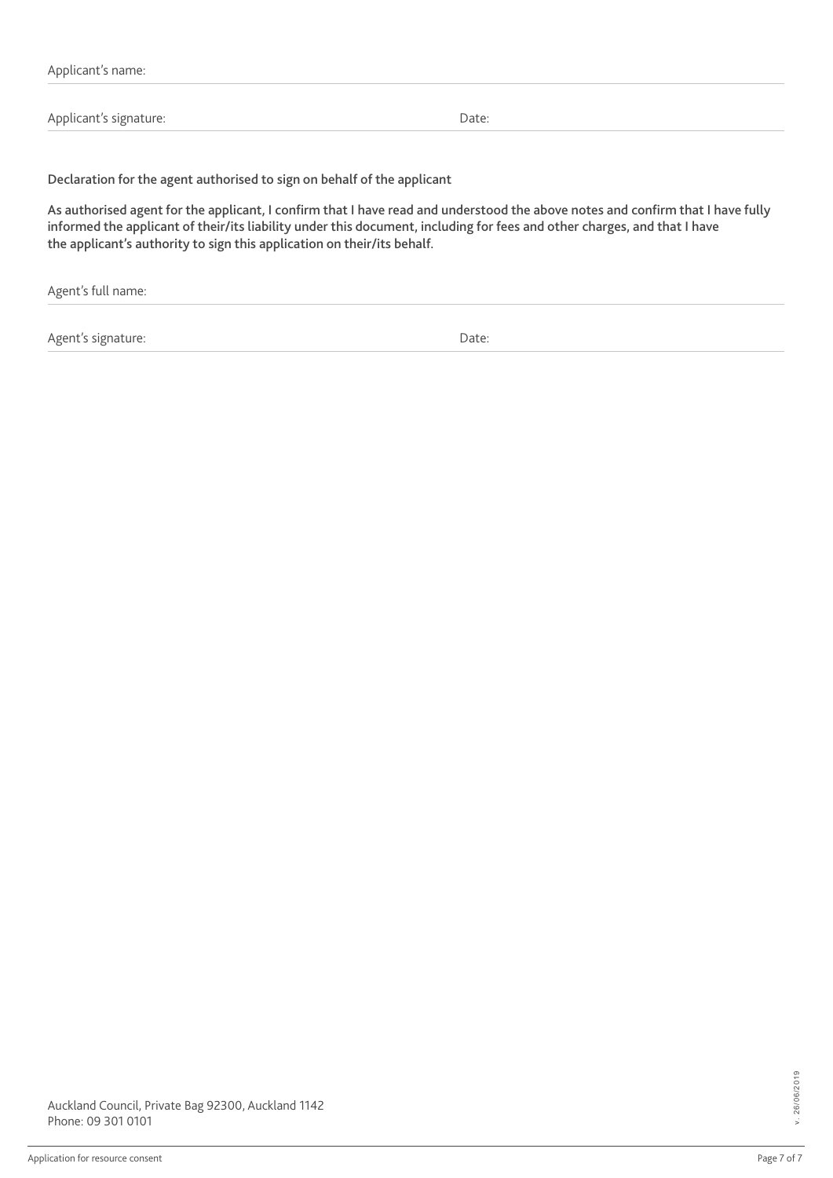Applicant's name:

Applicant's signature: Date:

**Declaration for the agent authorised to sign on behalf of the applicant**

**As authorised agent for the applicant, I confirm that I have read and understood the above notes and confirm that I have fully informed the applicant of their/its liability under this document, including for fees and other charges, and that I have the applicant's authority to sign this application on their/its behalf.**

Agent's full name:

Agent's signature: Date:

Auckland Council, Private Bag 92300, Auckland 1142
Phone: 09 301 0101

v. 26/06/2019